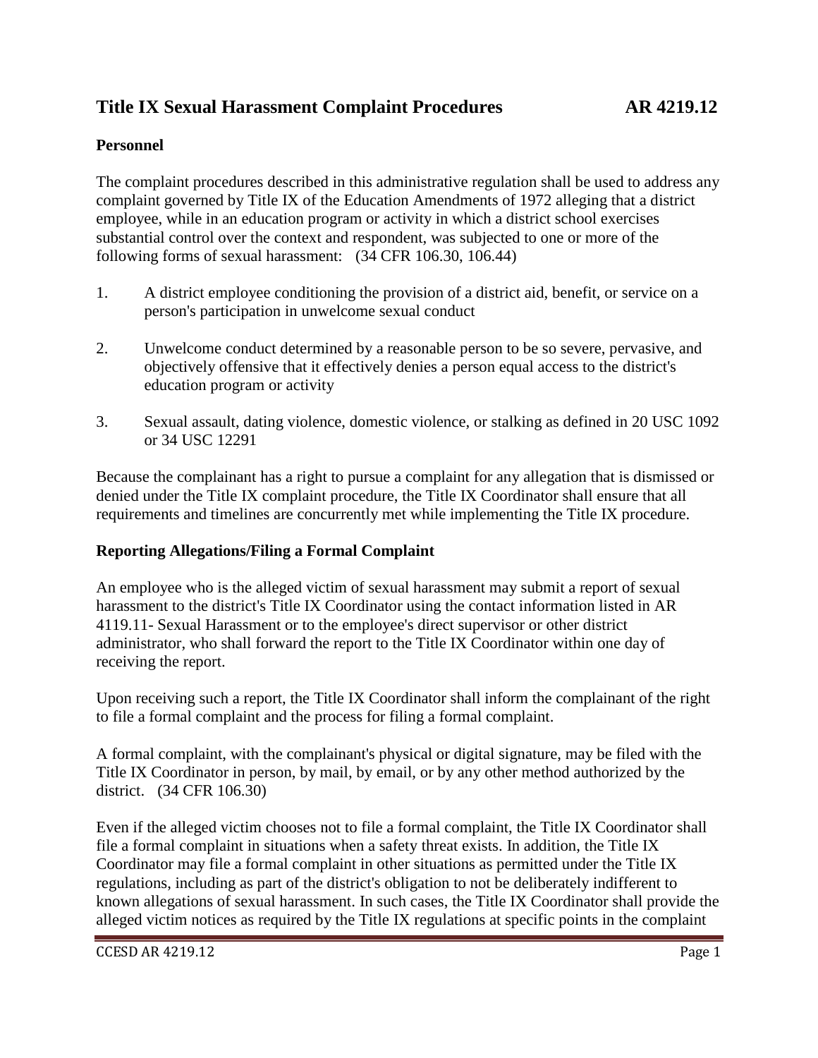# Title IX Sexual Harassment Complaint Procedures AR 4219.12

## Personnel

The complaint procedures described in this administrative regulation shall be used to address any complaint governed by Title IX of the Education Amendments of 1972 alleging that a district employee, while in an education program or activity in which a district school exercises substantial control over the context and respondent, was subjected to one or more of the following forms of sexual harassment: (34 CFR 106.30, 106.44)

1. A district employee conditioning the provision of a district aid, benefit, or service on a person's participation in unwelcome sexual conduct

2. Unwelcome conduct determined by a reasonable person to be so severe, pervasive, and objectively offensive that it effectively denies a person equal access to the district's education program or activity

3. Sexual assault, dating violence, domestic violence, or stalking as defined in 20 USC 1092 or 34 USC 12291

Because the complainant has a right to pursue a complaint for any allegation that is dismissed or denied under the Title IX complaint procedure, the Title IX Coordinator shall ensure that all requirements and timelines are concurrently met while implementing the Title IX procedure.

## Reporting Allegations/Filing a Formal Complaint

An employee who is the alleged victim of sexual harassment may submit a report of sexual harassment to the district's Title IX Coordinator using the contact information listed in AR 4119.11- Sexual Harassment or to the employee's direct supervisor or other district administrator, who shall forward the report to the Title IX Coordinator within one day of receiving the report.

Upon receiving such a report, the Title IX Coordinator shall inform the complainant of the right to file a formal complaint and the process for filing a formal complaint.

A formal complaint, with the complainant's physical or digital signature, may be filed with the Title IX Coordinator in person, by mail, by email, or by any other method authorized by the district. (34 CFR 106.30)

Even if the alleged victim chooses not to file a formal complaint, the Title IX Coordinator shall file a formal complaint in situations when a safety threat exists. In addition, the Title IX Coordinator may file a formal complaint in other situations as permitted under the Title IX regulations, including as part of the district's obligation to not be deliberately indifferent to known allegations of sexual harassment. In such cases, the Title IX Coordinator shall provide the alleged victim notices as required by the Title IX regulations at specific points in the complaint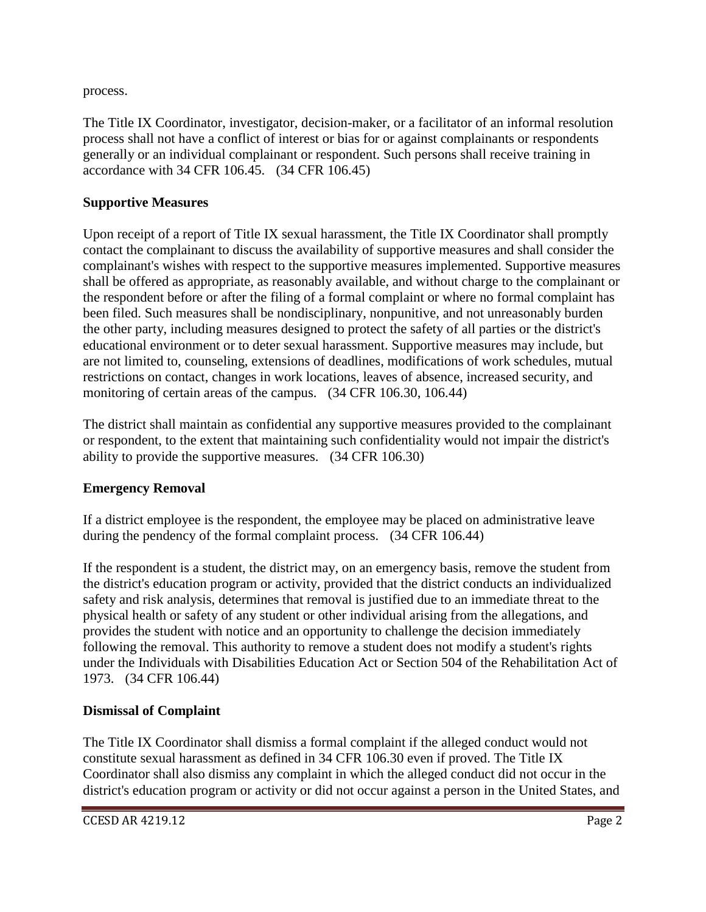process.

The Title IX Coordinator, investigator, decision-maker, or a facilitator of an informal resolution process shall not have a conflict of interest or bias for or against complainants or respondents generally or an individual complainant or respondent. Such persons shall receive training in accordance with 34 CFR 106.45. (34 CFR 106.45)

**Supportive Measures**

Upon receipt of a report of Title IX sexual harassment, the Title IX Coordinator shall promptly contact the complainant to discuss the availability of supportive measures and shall consider the complainant's wishes with respect to the supportive measures implemented. Supportive measures shall be offered as appropriate, as reasonably available, and without charge to the complainant or the respondent before or after the filing of a formal complaint or where no formal complaint has been filed. Such measures shall be nondisciplinary, nonpunitive, and not unreasonably burden the other party, including measures designed to protect the safety of all parties or the district's educational environment or to deter sexual harassment. Supportive measures may include, but are not limited to, counseling, extensions of deadlines, modifications of work schedules, mutual restrictions on contact, changes in work locations, leaves of absence, increased security, and monitoring of certain areas of the campus. (34 CFR 106.30, 106.44)

The district shall maintain as confidential any supportive measures provided to the complainant or respondent, to the extent that maintaining such confidentiality would not impair the district's ability to provide the supportive measures. (34 CFR 106.30)

**Emergency Removal**

If a district employee is the respondent, the employee may be placed on administrative leave during the pendency of the formal complaint process. (34 CFR 106.44)

If the respondent is a student, the district may, on an emergency basis, remove the student from the district's education program or activity, provided that the district conducts an individualized safety and risk analysis, determines that removal is justified due to an immediate threat to the physical health or safety of any student or other individual arising from the allegations, and provides the student with notice and an opportunity to challenge the decision immediately following the removal. This authority to remove a student does not modify a student's rights under the Individuals with Disabilities Education Act or Section 504 of the Rehabilitation Act of 1973. (34 CFR 106.44)

**Dismissal of Complaint**

The Title IX Coordinator shall dismiss a formal complaint if the alleged conduct would not constitute sexual harassment as defined in 34 CFR 106.30 even if proved. The Title IX Coordinator shall also dismiss any complaint in which the alleged conduct did not occur in the district's education program or activity or did not occur against a person in the United States, and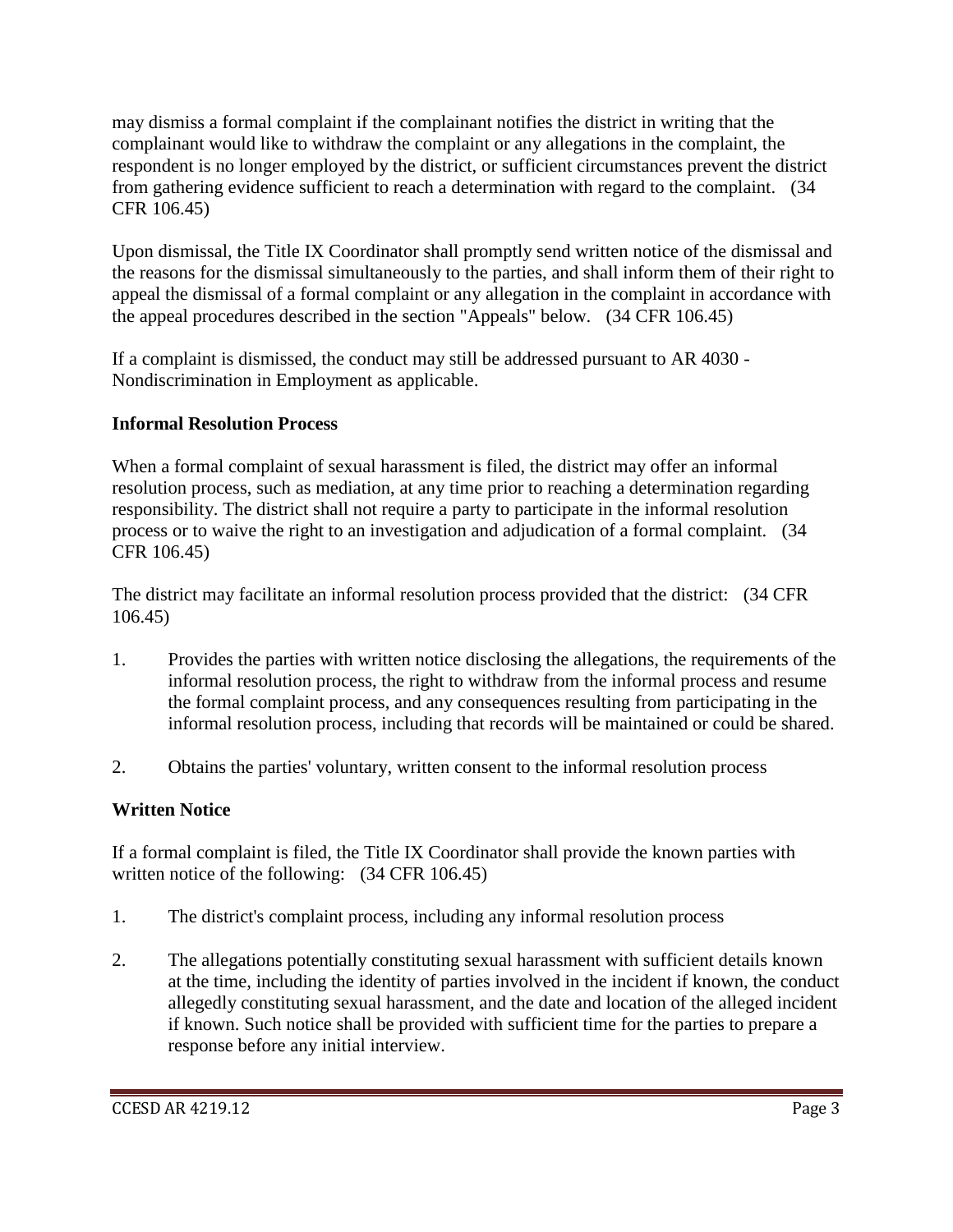may dismiss a formal complaint if the complainant notifies the district in writing that the complainant would like to withdraw the complaint or any allegations in the complaint, the respondent is no longer employed by the district, or sufficient circumstances prevent the district from gathering evidence sufficient to reach a determination with regard to the complaint. (34 CFR 106.45)

Upon dismissal, the Title IX Coordinator shall promptly send written notice of the dismissal and the reasons for the dismissal simultaneously to the parties, and shall inform them of their right to appeal the dismissal of a formal complaint or any allegation in the complaint in accordance with the appeal procedures described in the section "Appeals" below. (34 CFR 106.45)

If a complaint is dismissed, the conduct may still be addressed pursuant to AR 4030 - Nondiscrimination in Employment as applicable.

**Informal Resolution Process**

When a formal complaint of sexual harassment is filed, the district may offer an informal resolution process, such as mediation, at any time prior to reaching a determination regarding responsibility. The district shall not require a party to participate in the informal resolution process or to waive the right to an investigation and adjudication of a formal complaint. (34 CFR 106.45)

The district may facilitate an informal resolution process provided that the district: (34 CFR 106.45)

1. Provides the parties with written notice disclosing the allegations, the requirements of the informal resolution process, the right to withdraw from the informal process and resume the formal complaint process, and any consequences resulting from participating in the informal resolution process, including that records will be maintained or could be shared.

2. Obtains the parties' voluntary, written consent to the informal resolution process

**Written Notice**

If a formal complaint is filed, the Title IX Coordinator shall provide the known parties with written notice of the following: (34 CFR 106.45)

1. The district's complaint process, including any informal resolution process

2. The allegations potentially constituting sexual harassment with sufficient details known at the time, including the identity of parties involved in the incident if known, the conduct allegedly constituting sexual harassment, and the date and location of the alleged incident if known. Such notice shall be provided with sufficient time for the parties to prepare a response before any initial interview.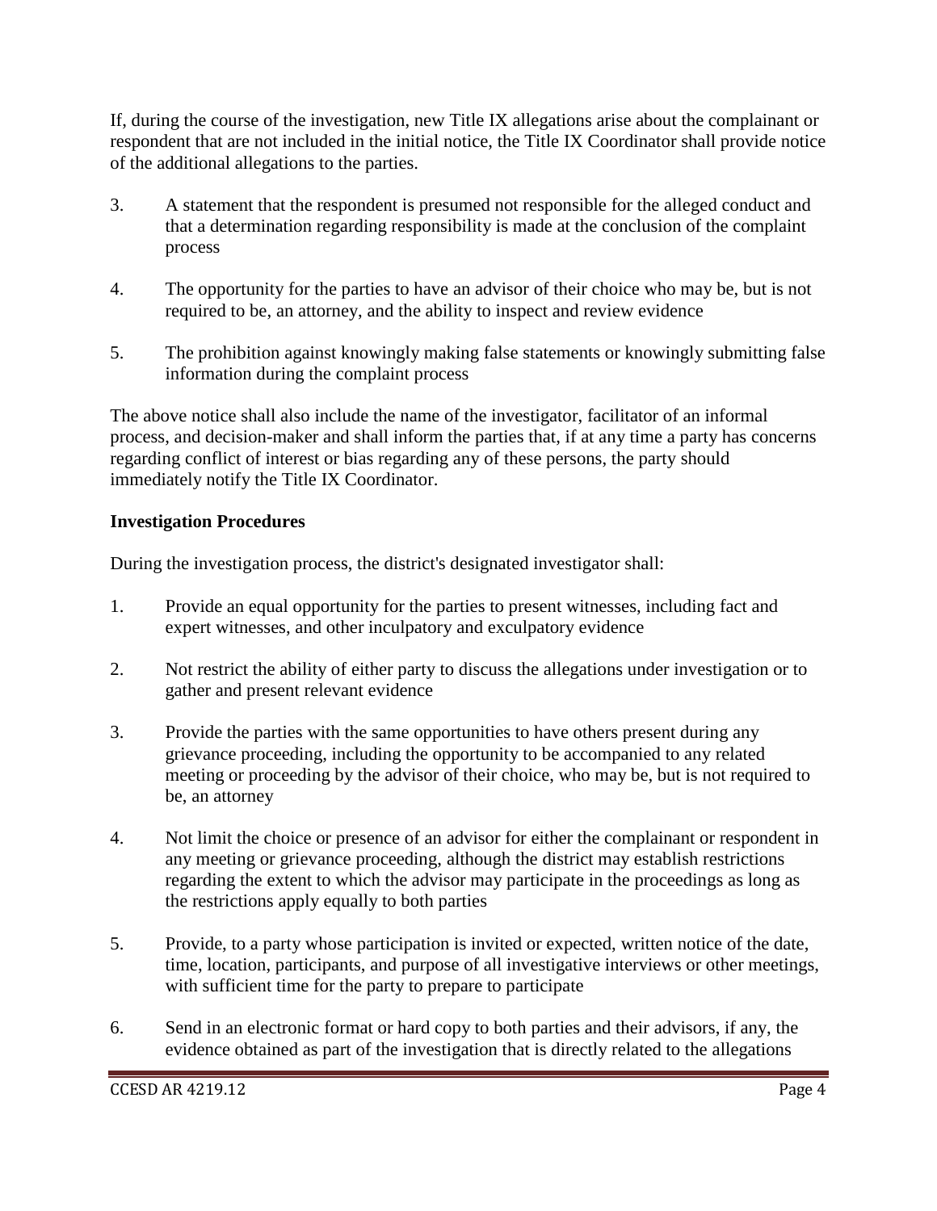If, during the course of the investigation, new Title IX allegations arise about the complainant or respondent that are not included in the initial notice, the Title IX Coordinator shall provide notice of the additional allegations to the parties.

3. A statement that the respondent is presumed not responsible for the alleged conduct and that a determination regarding responsibility is made at the conclusion of the complaint process

4. The opportunity for the parties to have an advisor of their choice who may be, but is not required to be, an attorney, and the ability to inspect and review evidence

5. The prohibition against knowingly making false statements or knowingly submitting false information during the complaint process

The above notice shall also include the name of the investigator, facilitator of an informal process, and decision-maker and shall inform the parties that, if at any time a party has concerns regarding conflict of interest or bias regarding any of these persons, the party should immediately notify the Title IX Coordinator.

**Investigation Procedures**

During the investigation process, the district's designated investigator shall:

1. Provide an equal opportunity for the parties to present witnesses, including fact and expert witnesses, and other inculpatory and exculpatory evidence

2. Not restrict the ability of either party to discuss the allegations under investigation or to gather and present relevant evidence

3. Provide the parties with the same opportunities to have others present during any grievance proceeding, including the opportunity to be accompanied to any related meeting or proceeding by the advisor of their choice, who may be, but is not required to be, an attorney

4. Not limit the choice or presence of an advisor for either the complainant or respondent in any meeting or grievance proceeding, although the district may establish restrictions regarding the extent to which the advisor may participate in the proceedings as long as the restrictions apply equally to both parties

5. Provide, to a party whose participation is invited or expected, written notice of the date, time, location, participants, and purpose of all investigative interviews or other meetings, with sufficient time for the party to prepare to participate

6. Send in an electronic format or hard copy to both parties and their advisors, if any, the evidence obtained as part of the investigation that is directly related to the allegations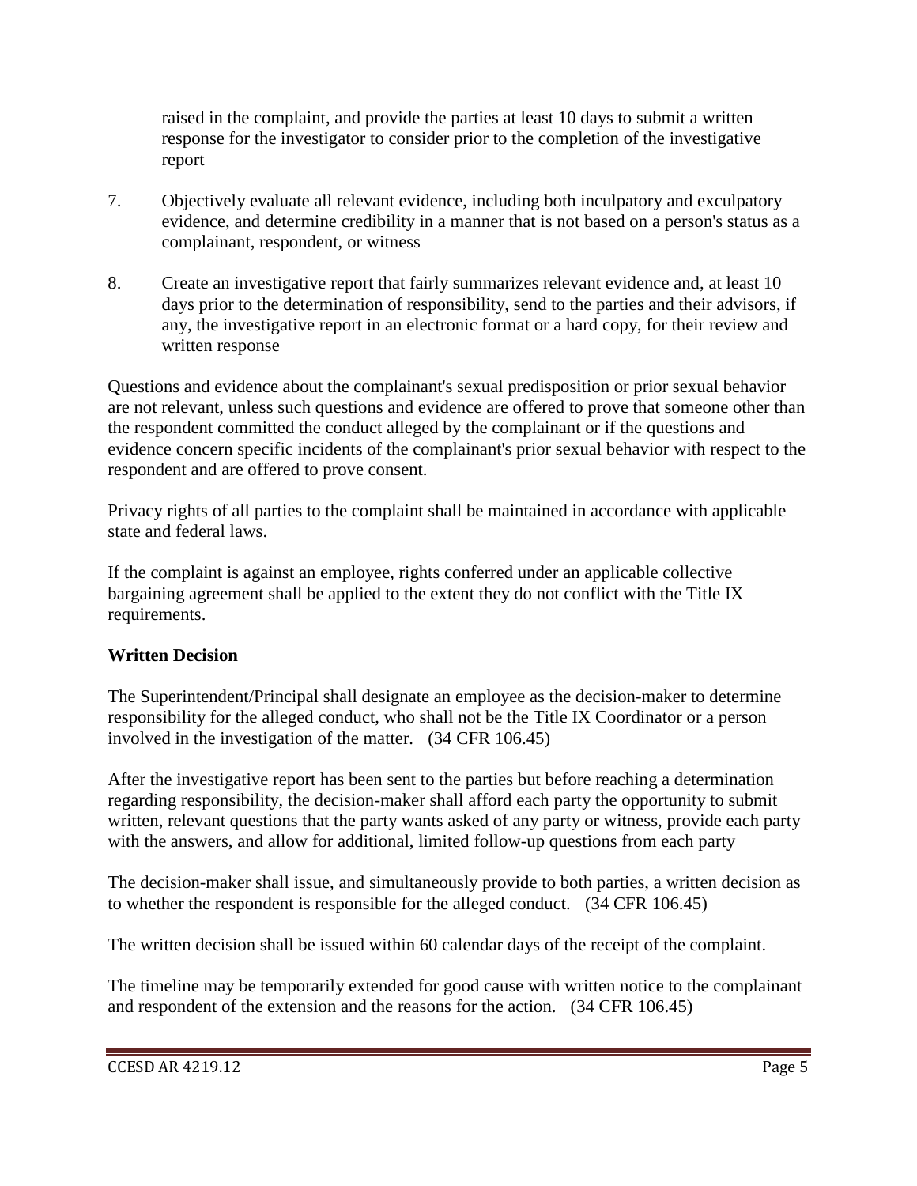raised in the complaint, and provide the parties at least 10 days to submit a written response for the investigator to consider prior to the completion of the investigative report

7. Objectively evaluate all relevant evidence, including both inculpatory and exculpatory evidence, and determine credibility in a manner that is not based on a person's status as a complainant, respondent, or witness

8. Create an investigative report that fairly summarizes relevant evidence and, at least 10 days prior to the determination of responsibility, send to the parties and their advisors, if any, the investigative report in an electronic format or a hard copy, for their review and written response

Questions and evidence about the complainant's sexual predisposition or prior sexual behavior are not relevant, unless such questions and evidence are offered to prove that someone other than the respondent committed the conduct alleged by the complainant or if the questions and evidence concern specific incidents of the complainant's prior sexual behavior with respect to the respondent and are offered to prove consent.

Privacy rights of all parties to the complaint shall be maintained in accordance with applicable state and federal laws.

If the complaint is against an employee, rights conferred under an applicable collective bargaining agreement shall be applied to the extent they do not conflict with the Title IX requirements.

**Written Decision**

The Superintendent/Principal shall designate an employee as the decision-maker to determine responsibility for the alleged conduct, who shall not be the Title IX Coordinator or a person involved in the investigation of the matter. (34 CFR 106.45)

After the investigative report has been sent to the parties but before reaching a determination regarding responsibility, the decision-maker shall afford each party the opportunity to submit written, relevant questions that the party wants asked of any party or witness, provide each party with the answers, and allow for additional, limited follow-up questions from each party

The decision-maker shall issue, and simultaneously provide to both parties, a written decision as to whether the respondent is responsible for the alleged conduct. (34 CFR 106.45)

The written decision shall be issued within 60 calendar days of the receipt of the complaint.

The timeline may be temporarily extended for good cause with written notice to the complainant and respondent of the extension and the reasons for the action. (34 CFR 106.45)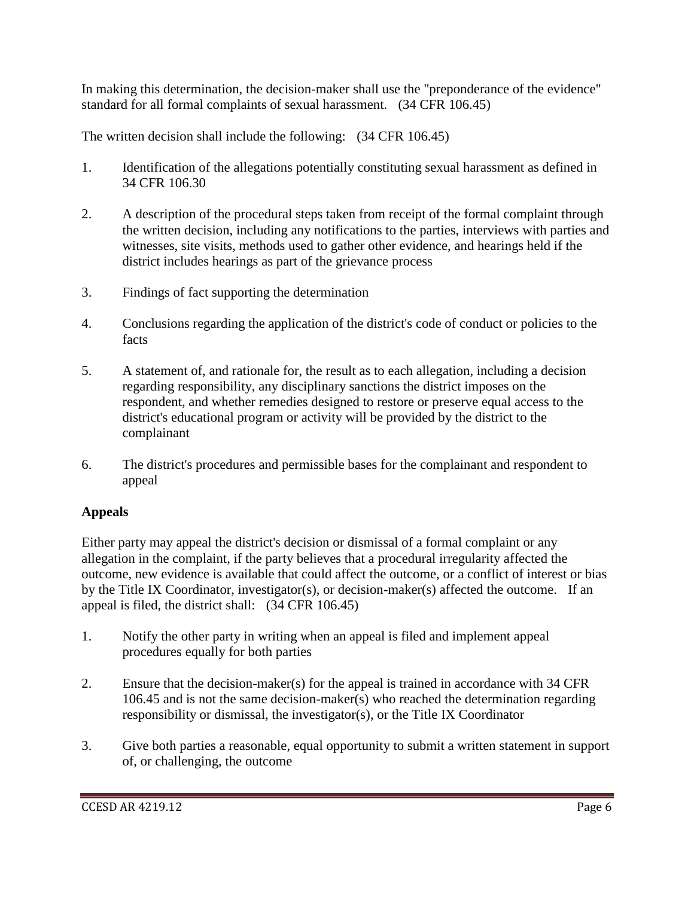In making this determination, the decision-maker shall use the "preponderance of the evidence" standard for all formal complaints of sexual harassment. (34 CFR 106.45)

The written decision shall include the following: (34 CFR 106.45)

1. Identification of the allegations potentially constituting sexual harassment as defined in 34 CFR 106.30

2. A description of the procedural steps taken from receipt of the formal complaint through the written decision, including any notifications to the parties, interviews with parties and witnesses, site visits, methods used to gather other evidence, and hearings held if the district includes hearings as part of the grievance process

3. Findings of fact supporting the determination

4. Conclusions regarding the application of the district's code of conduct or policies to the facts

5. A statement of, and rationale for, the result as to each allegation, including a decision regarding responsibility, any disciplinary sanctions the district imposes on the respondent, and whether remedies designed to restore or preserve equal access to the district's educational program or activity will be provided by the district to the complainant

6. The district's procedures and permissible bases for the complainant and respondent to appeal

**Appeals**

Either party may appeal the district's decision or dismissal of a formal complaint or any allegation in the complaint, if the party believes that a procedural irregularity affected the outcome, new evidence is available that could affect the outcome, or a conflict of interest or bias by the Title IX Coordinator, investigator(s), or decision-maker(s) affected the outcome. If an appeal is filed, the district shall: (34 CFR 106.45)

1. Notify the other party in writing when an appeal is filed and implement appeal procedures equally for both parties

2. Ensure that the decision-maker(s) for the appeal is trained in accordance with 34 CFR 106.45 and is not the same decision-maker(s) who reached the determination regarding responsibility or dismissal, the investigator(s), or the Title IX Coordinator

3. Give both parties a reasonable, equal opportunity to submit a written statement in support of, or challenging, the outcome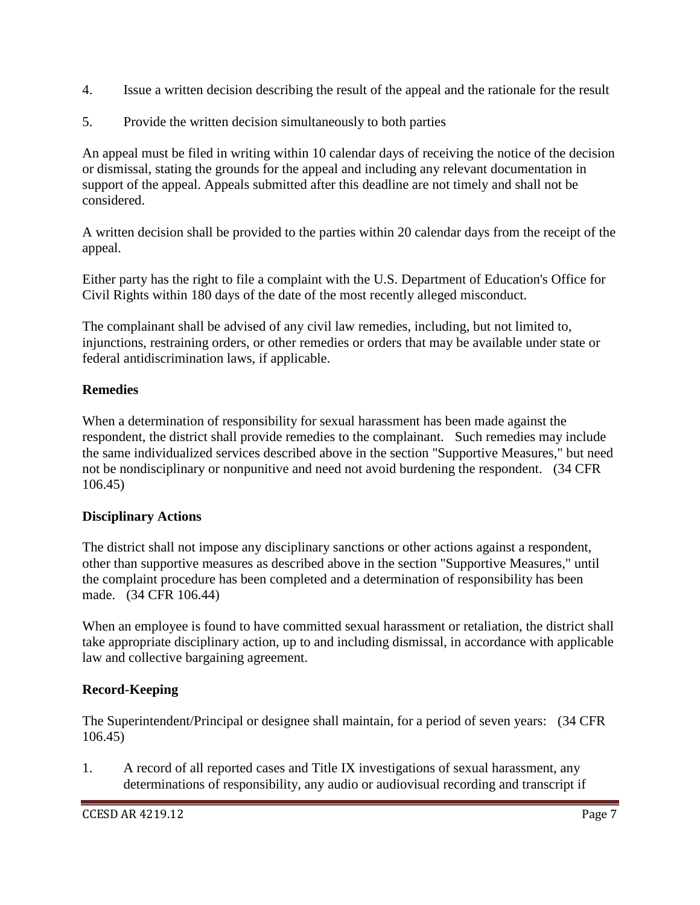4. Issue a written decision describing the result of the appeal and the rationale for the result

5. Provide the written decision simultaneously to both parties

An appeal must be filed in writing within 10 calendar days of receiving the notice of the decision or dismissal, stating the grounds for the appeal and including any relevant documentation in support of the appeal. Appeals submitted after this deadline are not timely and shall not be considered.

A written decision shall be provided to the parties within 20 calendar days from the receipt of the appeal.

Either party has the right to file a complaint with the U.S. Department of Education's Office for Civil Rights within 180 days of the date of the most recently alleged misconduct.

The complainant shall be advised of any civil law remedies, including, but not limited to, injunctions, restraining orders, or other remedies or orders that may be available under state or federal antidiscrimination laws, if applicable.

**Remedies**

When a determination of responsibility for sexual harassment has been made against the respondent, the district shall provide remedies to the complainant. Such remedies may include the same individualized services described above in the section "Supportive Measures," but need not be nondisciplinary or nonpunitive and need not avoid burdening the respondent. (34 CFR 106.45)

**Disciplinary Actions**

The district shall not impose any disciplinary sanctions or other actions against a respondent, other than supportive measures as described above in the section "Supportive Measures," until the complaint procedure has been completed and a determination of responsibility has been made. (34 CFR 106.44)

When an employee is found to have committed sexual harassment or retaliation, the district shall take appropriate disciplinary action, up to and including dismissal, in accordance with applicable law and collective bargaining agreement.

**Record-Keeping**

The Superintendent/Principal or designee shall maintain, for a period of seven years: (34 CFR 106.45)

1. A record of all reported cases and Title IX investigations of sexual harassment, any determinations of responsibility, any audio or audiovisual recording and transcript if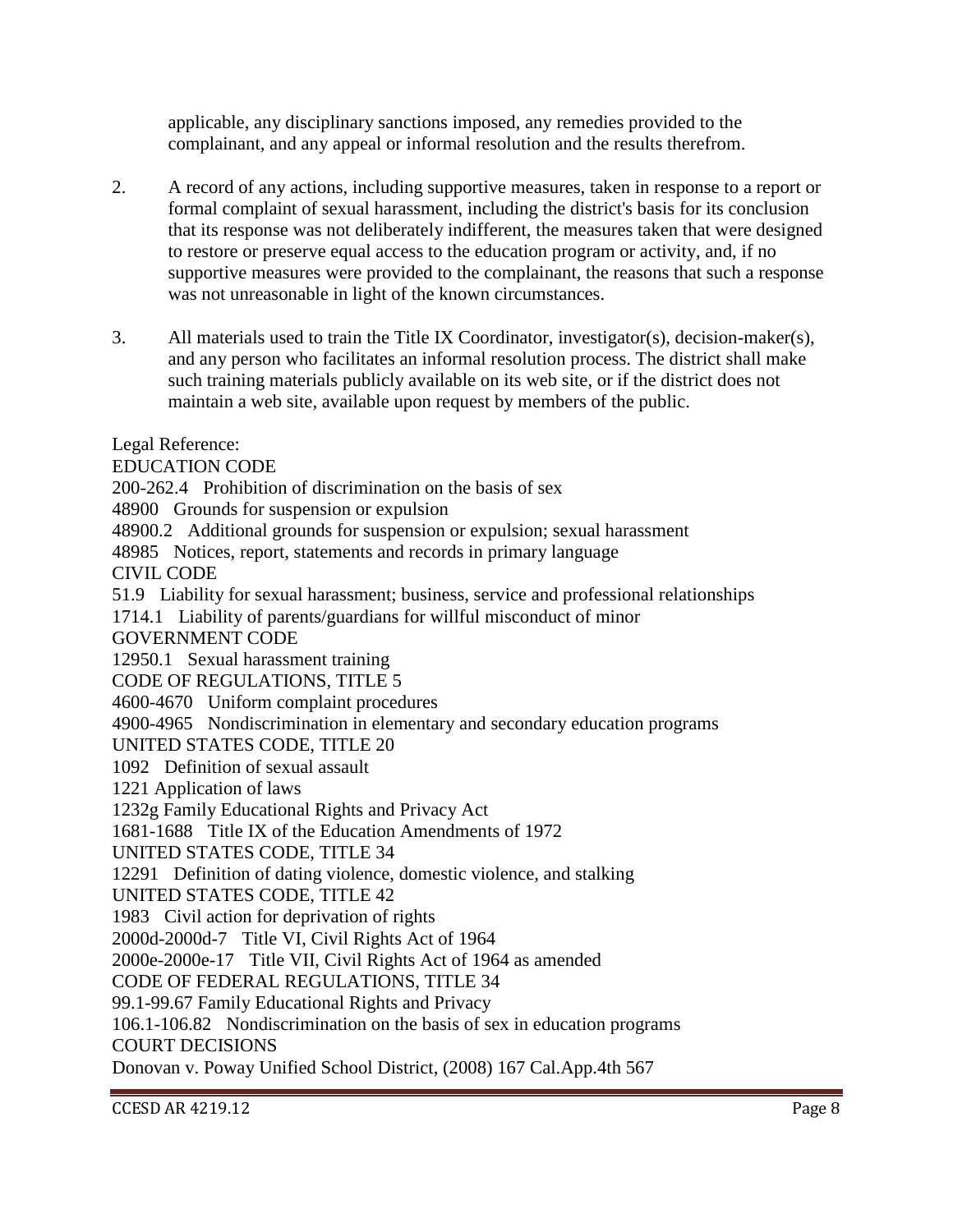applicable, any disciplinary sanctions imposed, any remedies provided to the complainant, and any appeal or informal resolution and the results therefrom.

2. A record of any actions, including supportive measures, taken in response to a report or formal complaint of sexual harassment, including the district's basis for its conclusion that its response was not deliberately indifferent, the measures taken that were designed to restore or preserve equal access to the education program or activity, and, if no supportive measures were provided to the complainant, the reasons that such a response was not unreasonable in light of the known circumstances.

3. All materials used to train the Title IX Coordinator, investigator(s), decision-maker(s), and any person who facilitates an informal resolution process. The district shall make such training materials publicly available on its web site, or if the district does not maintain a web site, available upon request by members of the public.

Legal Reference:
EDUCATION CODE
200-262.4 Prohibition of discrimination on the basis of sex
48900 Grounds for suspension or expulsion
48900.2 Additional grounds for suspension or expulsion; sexual harassment
48985 Notices, report, statements and records in primary language
CIVIL CODE
51.9 Liability for sexual harassment; business, service and professional relationships
1714.1 Liability of parents/guardians for willful misconduct of minor
GOVERNMENT CODE
12950.1 Sexual harassment training
CODE OF REGULATIONS, TITLE 5
4600-4670 Uniform complaint procedures
4900-4965 Nondiscrimination in elementary and secondary education programs
UNITED STATES CODE, TITLE 20
1092 Definition of sexual assault
1221 Application of laws
1232g Family Educational Rights and Privacy Act
1681-1688 Title IX of the Education Amendments of 1972
UNITED STATES CODE, TITLE 34
12291 Definition of dating violence, domestic violence, and stalking
UNITED STATES CODE, TITLE 42
1983 Civil action for deprivation of rights
2000d-2000d-7 Title VI, Civil Rights Act of 1964
2000e-2000e-17 Title VII, Civil Rights Act of 1964 as amended
CODE OF FEDERAL REGULATIONS, TITLE 34
99.1-99.67 Family Educational Rights and Privacy
106.1-106.82 Nondiscrimination on the basis of sex in education programs
COURT DECISIONS
Donovan v. Poway Unified School District, (2008) 167 Cal.App.4th 567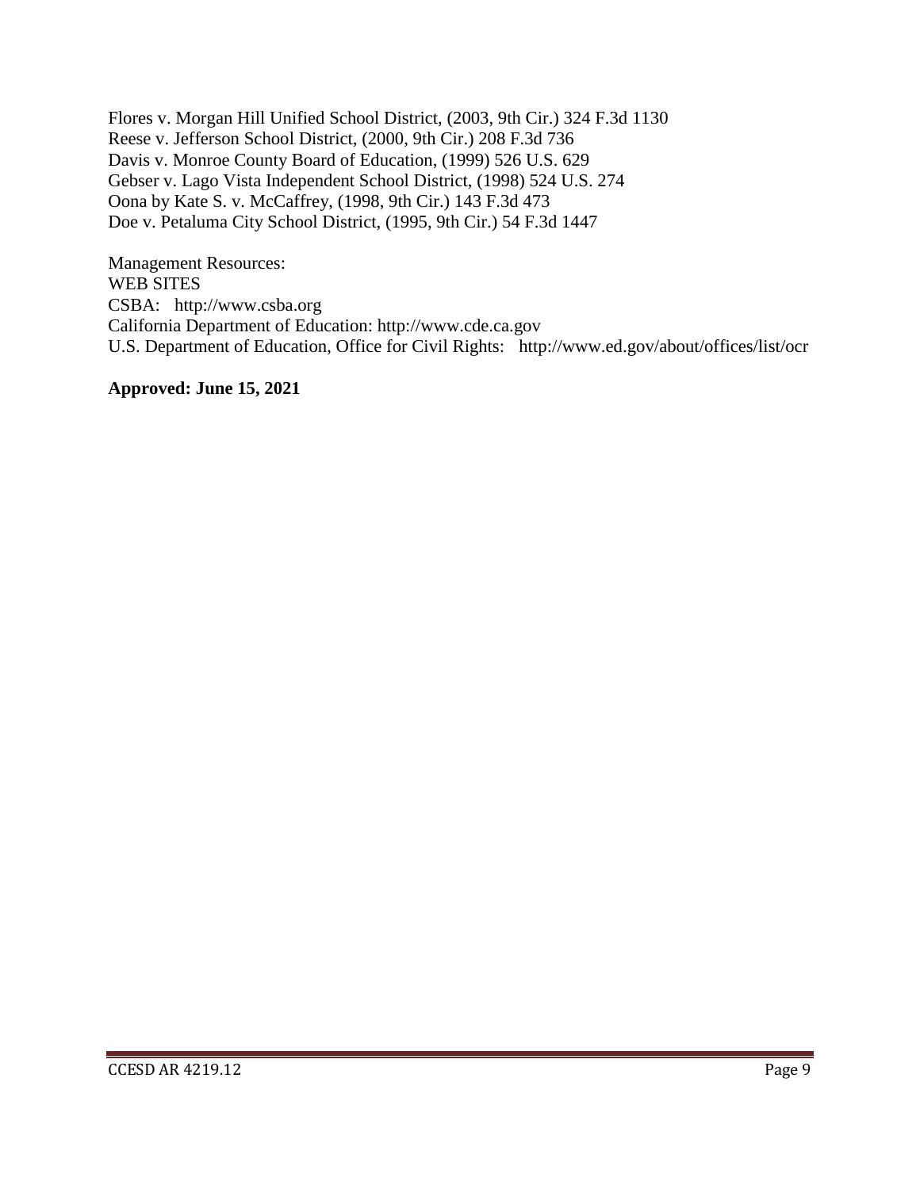Flores v. Morgan Hill Unified School District, (2003, 9th Cir.) 324 F.3d 1130
Reese v. Jefferson School District, (2000, 9th Cir.) 208 F.3d 736
Davis v. Monroe County Board of Education, (1999) 526 U.S. 629
Gebser v. Lago Vista Independent School District, (1998) 524 U.S. 274
Oona by Kate S. v. McCaffrey, (1998, 9th Cir.) 143 F.3d 473
Doe v. Petaluma City School District, (1995, 9th Cir.) 54 F.3d 1447

Management Resources:
WEB SITES
CSBA: http://www.csba.org
California Department of Education: http://www.cde.ca.gov
U.S. Department of Education, Office for Civil Rights: http://www.ed.gov/about/offices/list/ocr

**Approved: June 15, 2021**